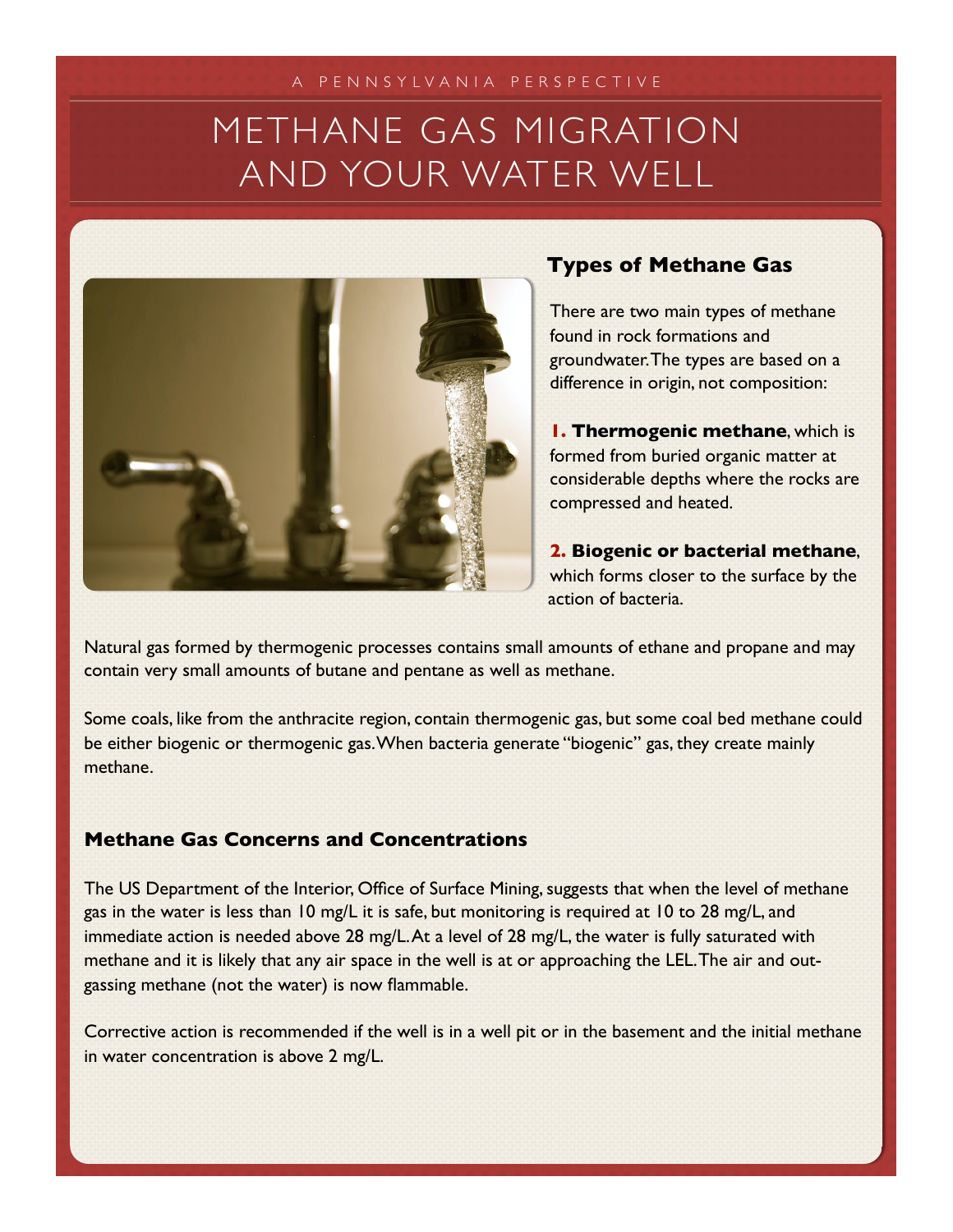A PENNSYLVANIA PERSPECTIVE

# METHANE GAS MIGRATION AND YOUR WATER WELL

## Types of Methane Gas

There are two main types of methane found in rock formations and groundwater. The types are based on a difference in origin, not composition:

**1. Thermogenic methane**, which is formed from buried organic matter at considerable depths where the rocks are compressed and heated.

**2. Biogenic or bacterial methane**, which forms closer to the surface by the action of bacteria.

Natural gas formed by thermogenic processes contains small amounts of ethane and propane and may contain very small amounts of butane and pentane as well as methane.

Some coals, like from the anthracite region, contain thermogenic gas, but some coal bed methane could be either biogenic or thermogenic gas. When bacteria generate "biogenic" gas, they create mainly methane.

## Methane Gas Concerns and Concentrations

The US Department of the Interior, Office of Surface Mining, suggests that when the level of methane gas in the water is less than 10 mg/L it is safe, but monitoring is required at 10 to 28 mg/L, and immediate action is needed above 28 mg/L. At a level of 28 mg/L, the water is fully saturated with methane and it is likely that any air space in the well is at or approaching the LEL. The air and out-gassing methane (not the water) is now flammable.

Corrective action is recommended if the well is in a well pit or in the basement and the initial methane in water concentration is above 2 mg/L.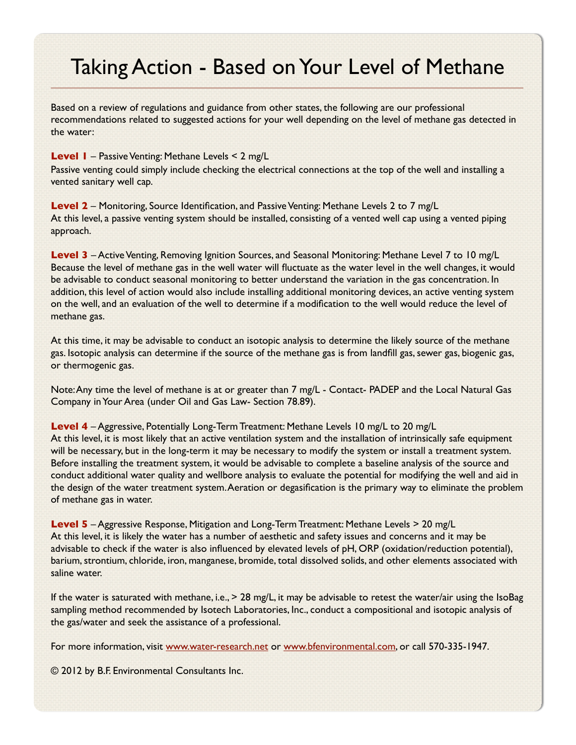# Taking Action - Based on Your Level of Methane

Based on a review of regulations and guidance from other states, the following are our professional recommendations related to suggested actions for your well depending on the level of methane gas detected in the water:

**Level 1** – Passive Venting: Methane Levels < 2 mg/L
Passive venting could simply include checking the electrical connections at the top of the well and installing a vented sanitary well cap.

**Level 2** – Monitoring, Source Identification, and Passive Venting: Methane Levels 2 to 7 mg/L
At this level, a passive venting system should be installed, consisting of a vented well cap using a vented piping approach.

**Level 3** – Active Venting, Removing Ignition Sources, and Seasonal Monitoring: Methane Level 7 to 10 mg/L
Because the level of methane gas in the well water will fluctuate as the water level in the well changes, it would be advisable to conduct seasonal monitoring to better understand the variation in the gas concentration. In addition, this level of action would also include installing additional monitoring devices, an active venting system on the well, and an evaluation of the well to determine if a modification to the well would reduce the level of methane gas.

At this time, it may be advisable to conduct an isotopic analysis to determine the likely source of the methane gas. Isotopic analysis can determine if the source of the methane gas is from landfill gas, sewer gas, biogenic gas, or thermogenic gas.

Note: Any time the level of methane is at or greater than 7 mg/L - Contact- PADEP and the Local Natural Gas Company in Your Area (under Oil and Gas Law- Section 78.89).

**Level 4** – Aggressive, Potentially Long-Term Treatment: Methane Levels 10 mg/L to 20 mg/L
At this level, it is most likely that an active ventilation system and the installation of intrinsically safe equipment will be necessary, but in the long-term it may be necessary to modify the system or install a treatment system. Before installing the treatment system, it would be advisable to complete a baseline analysis of the source and conduct additional water quality and wellbore analysis to evaluate the potential for modifying the well and aid in the design of the water treatment system. Aeration or degasification is the primary way to eliminate the problem of methane gas in water.

**Level 5** – Aggressive Response, Mitigation and Long-Term Treatment: Methane Levels > 20 mg/L
At this level, it is likely the water has a number of aesthetic and safety issues and concerns and it may be advisable to check if the water is also influenced by elevated levels of pH, ORP (oxidation/reduction potential), barium, strontium, chloride, iron, manganese, bromide, total dissolved solids, and other elements associated with saline water.

If the water is saturated with methane, i.e., > 28 mg/L, it may be advisable to retest the water/air using the IsoBag sampling method recommended by Isotech Laboratories, Inc., conduct a compositional and isotopic analysis of the gas/water and seek the assistance of a professional.

For more information, visit [www.water-research.net](http://www.water-research.net) or [www.bfenvironmental.com](http://www.bfenvironmental.com), or call 570-335-1947.

© 2012 by B.F. Environmental Consultants Inc.